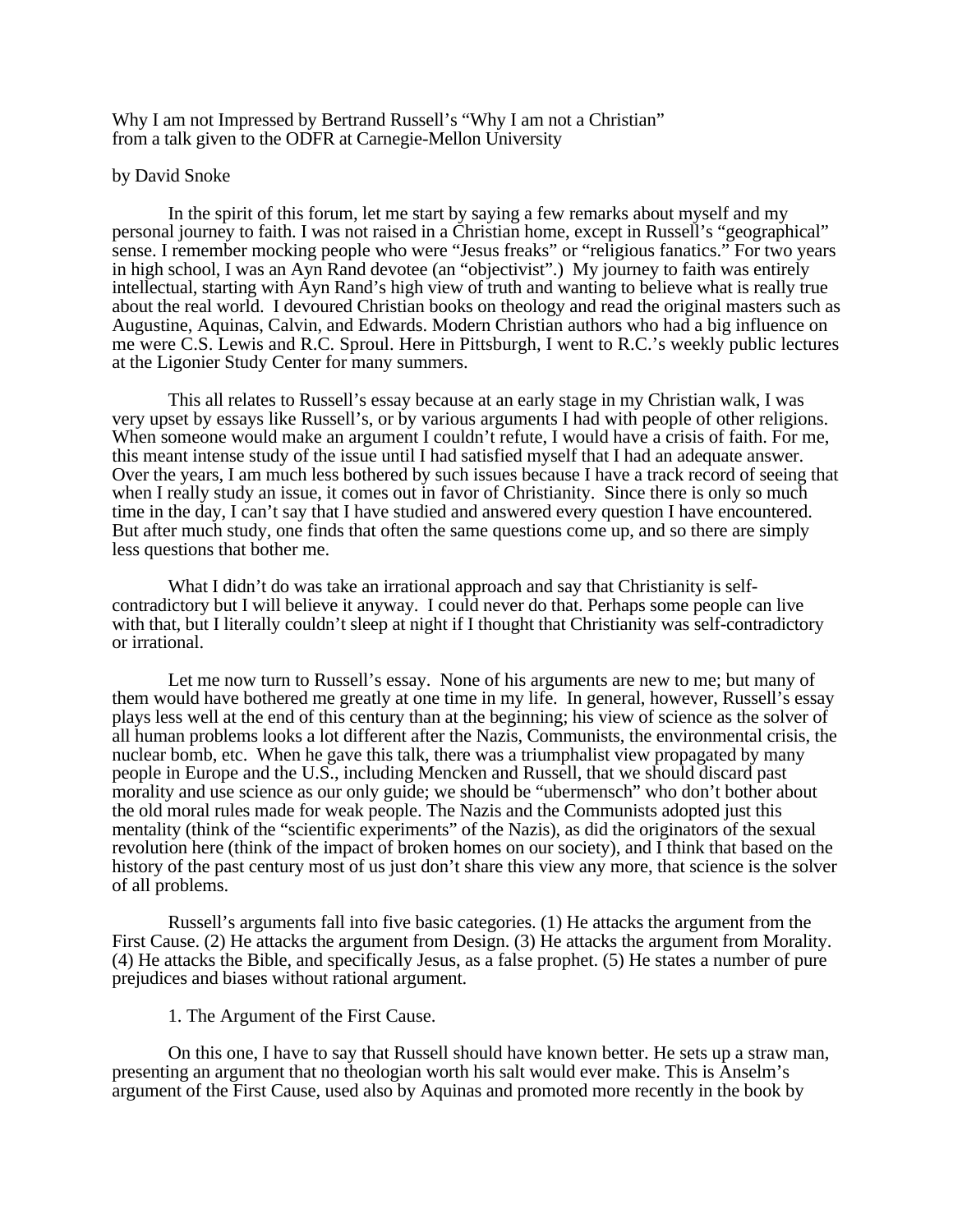Why I am not Impressed by Bertrand Russell's "Why I am not a Christian"
from a talk given to the ODFR at Carnegie-Mellon University

by David Snoke

In the spirit of this forum, let me start by saying a few remarks about myself and my personal journey to faith. I was not raised in a Christian home, except in Russell's "geographical" sense. I remember mocking people who were "Jesus freaks" or "religious fanatics." For two years in high school, I was an Ayn Rand devotee (an "objectivist".) My journey to faith was entirely intellectual, starting with Ayn Rand's high view of truth and wanting to believe what is really true about the real world. I devoured Christian books on theology and read the original masters such as Augustine, Aquinas, Calvin, and Edwards. Modern Christian authors who had a big influence on me were C.S. Lewis and R.C. Sproul. Here in Pittsburgh, I went to R.C.'s weekly public lectures at the Ligonier Study Center for many summers.

This all relates to Russell's essay because at an early stage in my Christian walk, I was very upset by essays like Russell's, or by various arguments I had with people of other religions. When someone would make an argument I couldn't refute, I would have a crisis of faith. For me, this meant intense study of the issue until I had satisfied myself that I had an adequate answer. Over the years, I am much less bothered by such issues because I have a track record of seeing that when I really study an issue, it comes out in favor of Christianity. Since there is only so much time in the day, I can't say that I have studied and answered every question I have encountered. But after much study, one finds that often the same questions come up, and so there are simply less questions that bother me.

What I didn't do was take an irrational approach and say that Christianity is self-contradictory but I will believe it anyway. I could never do that. Perhaps some people can live with that, but I literally couldn't sleep at night if I thought that Christianity was self-contradictory or irrational.

Let me now turn to Russell's essay. None of his arguments are new to me; but many of them would have bothered me greatly at one time in my life. In general, however, Russell's essay plays less well at the end of this century than at the beginning; his view of science as the solver of all human problems looks a lot different after the Nazis, Communists, the environmental crisis, the nuclear bomb, etc. When he gave this talk, there was a triumphalist view propagated by many people in Europe and the U.S., including Mencken and Russell, that we should discard past morality and use science as our only guide; we should be "ubermensch" who don't bother about the old moral rules made for weak people. The Nazis and the Communists adopted just this mentality (think of the "scientific experiments" of the Nazis), as did the originators of the sexual revolution here (think of the impact of broken homes on our society), and I think that based on the history of the past century most of us just don't share this view any more, that science is the solver of all problems.

Russell's arguments fall into five basic categories. (1) He attacks the argument from the First Cause. (2) He attacks the argument from Design. (3) He attacks the argument from Morality. (4) He attacks the Bible, and specifically Jesus, as a false prophet. (5) He states a number of pure prejudices and biases without rational argument.

1. The Argument of the First Cause.

On this one, I have to say that Russell should have known better. He sets up a straw man, presenting an argument that no theologian worth his salt would ever make. This is Anselm's argument of the First Cause, used also by Aquinas and promoted more recently in the book by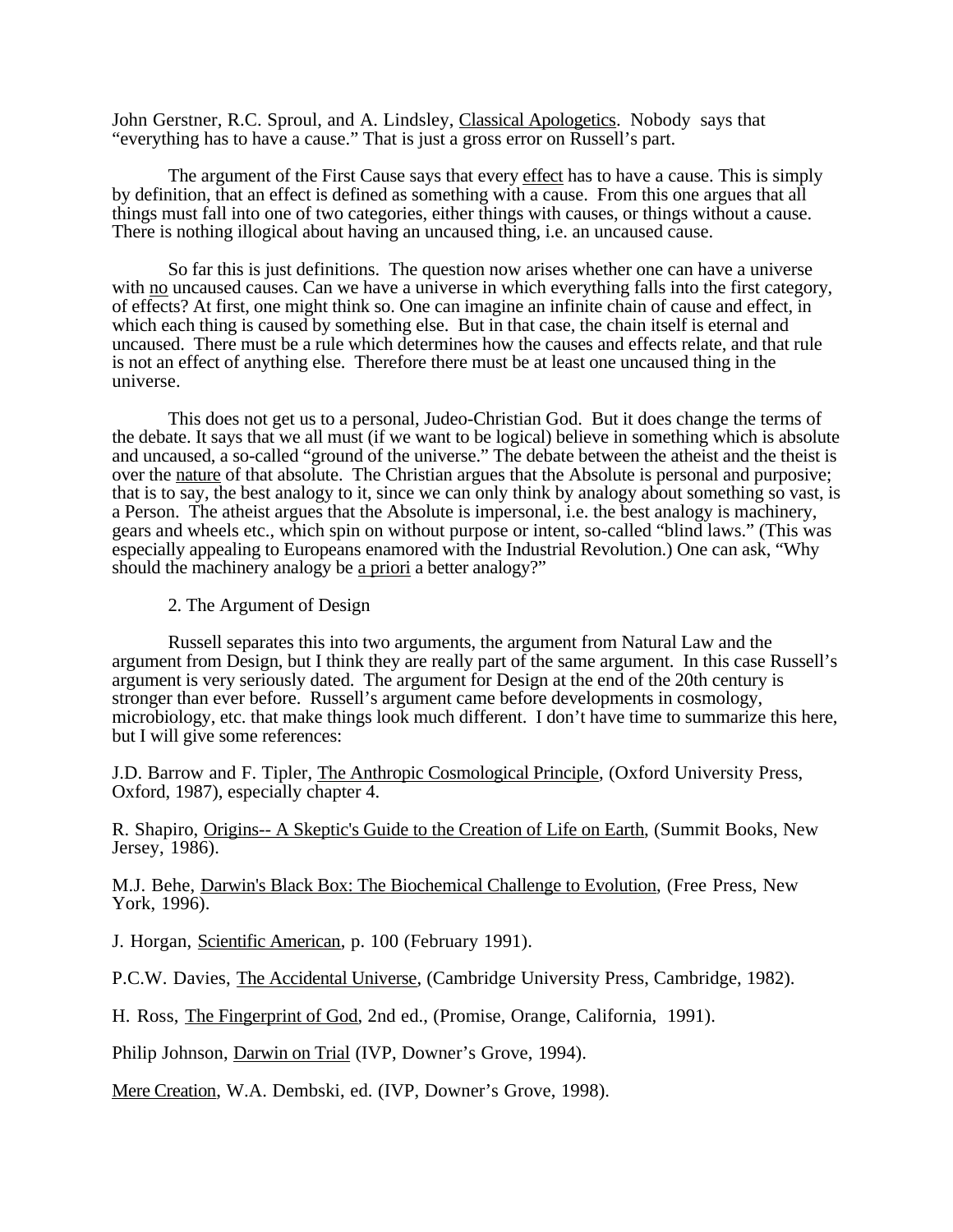John Gerstner, R.C. Sproul, and A. Lindsley, Classical Apologetics. Nobody says that "everything has to have a cause." That is just a gross error on Russell's part.

The argument of the First Cause says that every effect has to have a cause. This is simply by definition, that an effect is defined as something with a cause. From this one argues that all things must fall into one of two categories, either things with causes, or things without a cause. There is nothing illogical about having an uncaused thing, i.e. an uncaused cause.

So far this is just definitions. The question now arises whether one can have a universe with no uncaused causes. Can we have a universe in which everything falls into the first category, of effects? At first, one might think so. One can imagine an infinite chain of cause and effect, in which each thing is caused by something else. But in that case, the chain itself is eternal and uncaused. There must be a rule which determines how the causes and effects relate, and that rule is not an effect of anything else. Therefore there must be at least one uncaused thing in the universe.

This does not get us to a personal, Judeo-Christian God. But it does change the terms of the debate. It says that we all must (if we want to be logical) believe in something which is absolute and uncaused, a so-called "ground of the universe." The debate between the atheist and the theist is over the nature of that absolute. The Christian argues that the Absolute is personal and purposive; that is to say, the best analogy to it, since we can only think by analogy about something so vast, is a Person. The atheist argues that the Absolute is impersonal, i.e. the best analogy is machinery, gears and wheels etc., which spin on without purpose or intent, so-called "blind laws." (This was especially appealing to Europeans enamored with the Industrial Revolution.) One can ask, "Why should the machinery analogy be a priori a better analogy?"

2. The Argument of Design

Russell separates this into two arguments, the argument from Natural Law and the argument from Design, but I think they are really part of the same argument. In this case Russell's argument is very seriously dated. The argument for Design at the end of the 20th century is stronger than ever before. Russell's argument came before developments in cosmology, microbiology, etc. that make things look much different. I don't have time to summarize this here, but I will give some references:

J.D. Barrow and F. Tipler, The Anthropic Cosmological Principle, (Oxford University Press, Oxford, 1987), especially chapter 4.

R. Shapiro, Origins-- A Skeptic's Guide to the Creation of Life on Earth, (Summit Books, New Jersey, 1986).

M.J. Behe, Darwin's Black Box: The Biochemical Challenge to Evolution, (Free Press, New York, 1996).

J. Horgan, Scientific American, p. 100 (February 1991).

P.C.W. Davies, The Accidental Universe, (Cambridge University Press, Cambridge, 1982).

H. Ross, The Fingerprint of God, 2nd ed., (Promise, Orange, California, 1991).

Philip Johnson, Darwin on Trial (IVP, Downer's Grove, 1994).

Mere Creation, W.A. Dembski, ed. (IVP, Downer's Grove, 1998).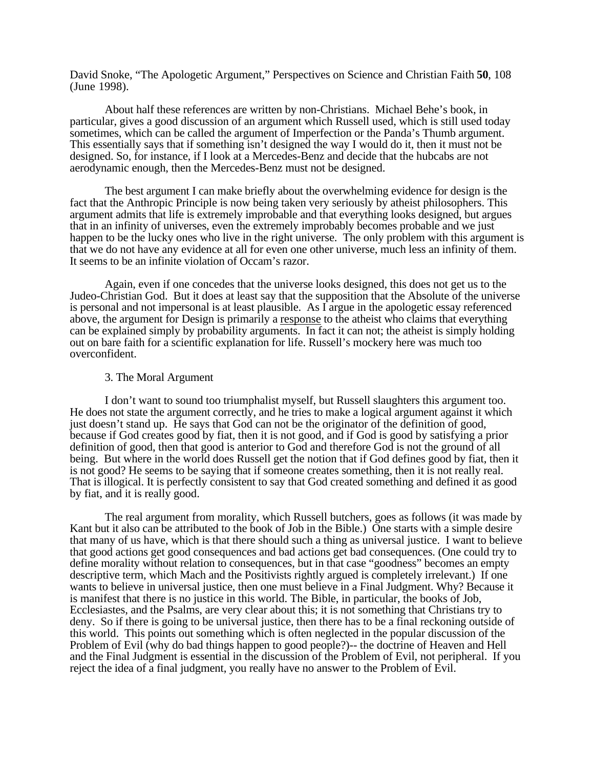David Snoke, "The Apologetic Argument," Perspectives on Science and Christian Faith **50**, 108 (June 1998).

About half these references are written by non-Christians. Michael Behe's book, in particular, gives a good discussion of an argument which Russell used, which is still used today sometimes, which can be called the argument of Imperfection or the Panda's Thumb argument. This essentially says that if something isn't designed the way I would do it, then it must not be designed. So, for instance, if I look at a Mercedes-Benz and decide that the hubcabs are not aerodynamic enough, then the Mercedes-Benz must not be designed.

The best argument I can make briefly about the overwhelming evidence for design is the fact that the Anthropic Principle is now being taken very seriously by atheist philosophers. This argument admits that life is extremely improbable and that everything looks designed, but argues that in an infinity of universes, even the extremely improbably becomes probable and we just happen to be the lucky ones who live in the right universe. The only problem with this argument is that we do not have any evidence at all for even one other universe, much less an infinity of them. It seems to be an infinite violation of Occam's razor.

Again, even if one concedes that the universe looks designed, this does not get us to the Judeo-Christian God. But it does at least say that the supposition that the Absolute of the universe is personal and not impersonal is at least plausible. As I argue in the apologetic essay referenced above, the argument for Design is primarily a <u>response</u> to the atheist who claims that everything can be explained simply by probability arguments. In fact it can not; the atheist is simply holding out on bare faith for a scientific explanation for life. Russell's mockery here was much too overconfident.

3. The Moral Argument

I don't want to sound too triumphalist myself, but Russell slaughters this argument too. He does not state the argument correctly, and he tries to make a logical argument against it which just doesn't stand up. He says that God can not be the originator of the definition of good, because if God creates good by fiat, then it is not good, and if God is good by satisfying a prior definition of good, then that good is anterior to God and therefore God is not the ground of all being. But where in the world does Russell get the notion that if God defines good by fiat, then it is not good? He seems to be saying that if someone creates something, then it is not really real. That is illogical. It is perfectly consistent to say that God created something and defined it as good by fiat, and it is really good.

The real argument from morality, which Russell butchers, goes as follows (it was made by Kant but it also can be attributed to the book of Job in the Bible.) One starts with a simple desire that many of us have, which is that there should such a thing as universal justice. I want to believe that good actions get good consequences and bad actions get bad consequences. (One could try to define morality without relation to consequences, but in that case "goodness" becomes an empty descriptive term, which Mach and the Positivists rightly argued is completely irrelevant.) If one wants to believe in universal justice, then one must believe in a Final Judgment. Why? Because it is manifest that there is no justice in this world. The Bible, in particular, the books of Job, Ecclesiastes, and the Psalms, are very clear about this; it is not something that Christians try to deny. So if there is going to be universal justice, then there has to be a final reckoning outside of this world. This points out something which is often neglected in the popular discussion of the Problem of Evil (why do bad things happen to good people?)-- the doctrine of Heaven and Hell and the Final Judgment is essential in the discussion of the Problem of Evil, not peripheral. If you reject the idea of a final judgment, you really have no answer to the Problem of Evil.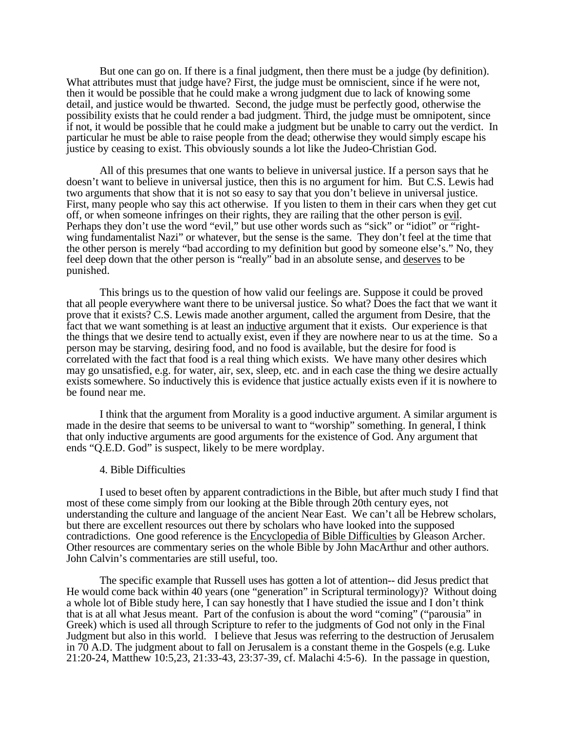But one can go on. If there is a final judgment, then there must be a judge (by definition). What attributes must that judge have? First, the judge must be omniscient, since if he were not, then it would be possible that he could make a wrong judgment due to lack of knowing some detail, and justice would be thwarted. Second, the judge must be perfectly good, otherwise the possibility exists that he could render a bad judgment. Third, the judge must be omnipotent, since if not, it would be possible that he could make a judgment but be unable to carry out the verdict. In particular he must be able to raise people from the dead; otherwise they would simply escape his justice by ceasing to exist. This obviously sounds a lot like the Judeo-Christian God.

All of this presumes that one wants to believe in universal justice. If a person says that he doesn't want to believe in universal justice, then this is no argument for him. But C.S. Lewis had two arguments that show that it is not so easy to say that you don't believe in universal justice. First, many people who say this act otherwise. If you listen to them in their cars when they get cut off, or when someone infringes on their rights, they are railing that the other person is <u>evil</u>. Perhaps they don't use the word "evil," but use other words such as "sick" or "idiot" or "right-wing fundamentalist Nazi" or whatever, but the sense is the same. They don't feel at the time that the other person is merely "bad according to my definition but good by someone else's." No, they feel deep down that the other person is "really" bad in an absolute sense, and <u>deserves</u> to be punished.

This brings us to the question of how valid our feelings are. Suppose it could be proved that all people everywhere want there to be universal justice. So what? Does the fact that we want it prove that it exists? C.S. Lewis made another argument, called the argument from Desire, that the fact that we want something is at least an <u>inductive</u> argument that it exists. Our experience is that the things that we desire tend to actually exist, even if they are nowhere near to us at the time. So a person may be starving, desiring food, and no food is available, but the desire for food is correlated with the fact that food is a real thing which exists. We have many other desires which may go unsatisfied, e.g. for water, air, sex, sleep, etc. and in each case the thing we desire actually exists somewhere. So inductively this is evidence that justice actually exists even if it is nowhere to be found near me.

I think that the argument from Morality is a good inductive argument. A similar argument is made in the desire that seems to be universal to want to "worship" something. In general, I think that only inductive arguments are good arguments for the existence of God. Any argument that ends "Q.E.D. God" is suspect, likely to be mere wordplay.

## 4. Bible Difficulties

I used to beset often by apparent contradictions in the Bible, but after much study I find that most of these come simply from our looking at the Bible through 20th century eyes, not understanding the culture and language of the ancient Near East. We can't all be Hebrew scholars, but there are excellent resources out there by scholars who have looked into the supposed contradictions. One good reference is the <u>Encyclopedia of Bible Difficulties</u> by Gleason Archer. Other resources are commentary series on the whole Bible by John MacArthur and other authors. John Calvin's commentaries are still useful, too.

The specific example that Russell uses has gotten a lot of attention-- did Jesus predict that He would come back within 40 years (one "generation" in Scriptural terminology)? Without doing a whole lot of Bible study here, I can say honestly that I have studied the issue and I don't think that is at all what Jesus meant. Part of the confusion is about the word "coming" ("parousia" in Greek) which is used all through Scripture to refer to the judgments of God not only in the Final Judgment but also in this world. I believe that Jesus was referring to the destruction of Jerusalem in 70 A.D. The judgment about to fall on Jerusalem is a constant theme in the Gospels (e.g. Luke 21:20-24, Matthew 10:5,23, 21:33-43, 23:37-39, cf. Malachi 4:5-6). In the passage in question,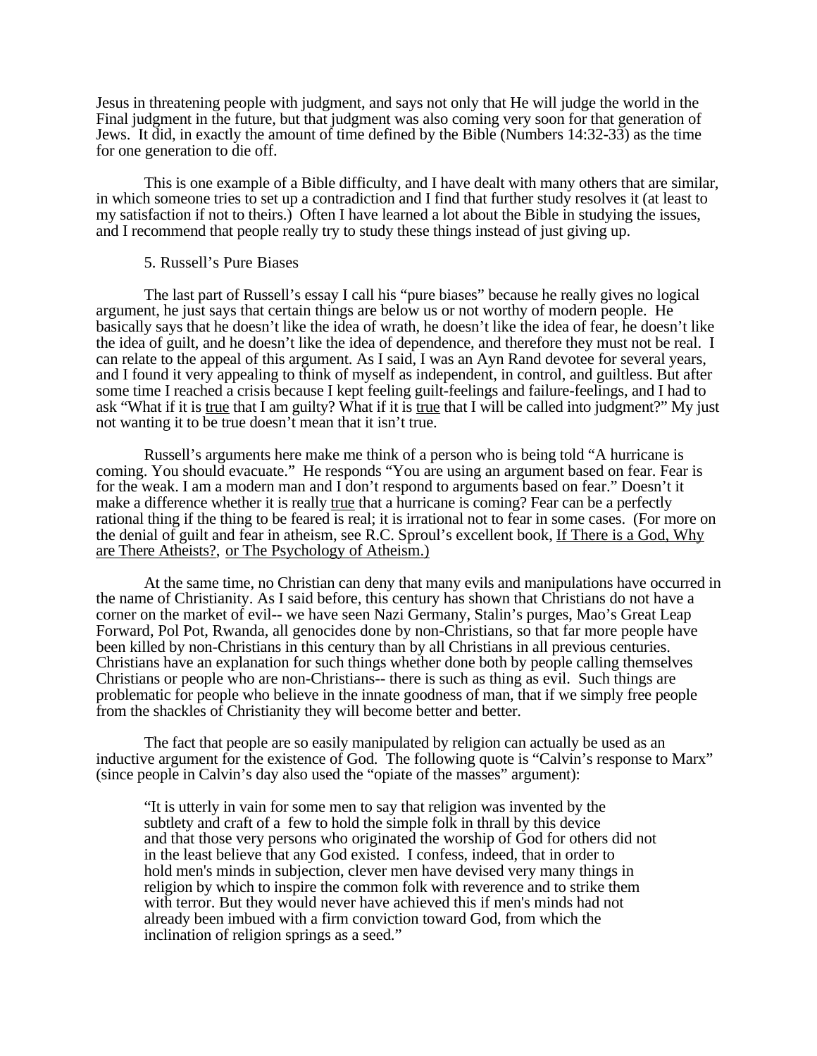Jesus in threatening people with judgment, and says not only that He will judge the world in the Final judgment in the future, but that judgment was also coming very soon for that generation of Jews. It did, in exactly the amount of time defined by the Bible (Numbers 14:32-33) as the time for one generation to die off.

This is one example of a Bible difficulty, and I have dealt with many others that are similar, in which someone tries to set up a contradiction and I find that further study resolves it (at least to my satisfaction if not to theirs.) Often I have learned a lot about the Bible in studying the issues, and I recommend that people really try to study these things instead of just giving up.

5. Russell's Pure Biases

The last part of Russell's essay I call his "pure biases" because he really gives no logical argument, he just says that certain things are below us or not worthy of modern people. He basically says that he doesn't like the idea of wrath, he doesn't like the idea of fear, he doesn't like the idea of guilt, and he doesn't like the idea of dependence, and therefore they must not be real. I can relate to the appeal of this argument. As I said, I was an Ayn Rand devotee for several years, and I found it very appealing to think of myself as independent, in control, and guiltless. But after some time I reached a crisis because I kept feeling guilt-feelings and failure-feelings, and I had to ask "What if it is true that I am guilty? What if it is true that I will be called into judgment?" My just not wanting it to be true doesn't mean that it isn't true.

Russell's arguments here make me think of a person who is being told "A hurricane is coming. You should evacuate." He responds "You are using an argument based on fear. Fear is for the weak. I am a modern man and I don't respond to arguments based on fear." Doesn't it make a difference whether it is really true that a hurricane is coming? Fear can be a perfectly rational thing if the thing to be feared is real; it is irrational not to fear in some cases. (For more on the denial of guilt and fear in atheism, see R.C. Sproul's excellent book, If There is a God, Why are There Atheists?, or The Psychology of Atheism.)

At the same time, no Christian can deny that many evils and manipulations have occurred in the name of Christianity. As I said before, this century has shown that Christians do not have a corner on the market of evil-- we have seen Nazi Germany, Stalin's purges, Mao's Great Leap Forward, Pol Pot, Rwanda, all genocides done by non-Christians, so that far more people have been killed by non-Christians in this century than by all Christians in all previous centuries. Christians have an explanation for such things whether done both by people calling themselves Christians or people who are non-Christians-- there is such as thing as evil. Such things are problematic for people who believe in the innate goodness of man, that if we simply free people from the shackles of Christianity they will become better and better.

The fact that people are so easily manipulated by religion can actually be used as an inductive argument for the existence of God. The following quote is "Calvin's response to Marx" (since people in Calvin's day also used the "opiate of the masses" argument):

> "It is utterly in vain for some men to say that religion was invented by the subtlety and craft of a few to hold the simple folk in thrall by this device and that those very persons who originated the worship of God for others did not in the least believe that any God existed. I confess, indeed, that in order to hold men's minds in subjection, clever men have devised very many things in religion by which to inspire the common folk with reverence and to strike them with terror. But they would never have achieved this if men's minds had not already been imbued with a firm conviction toward God, from which the inclination of religion springs as a seed."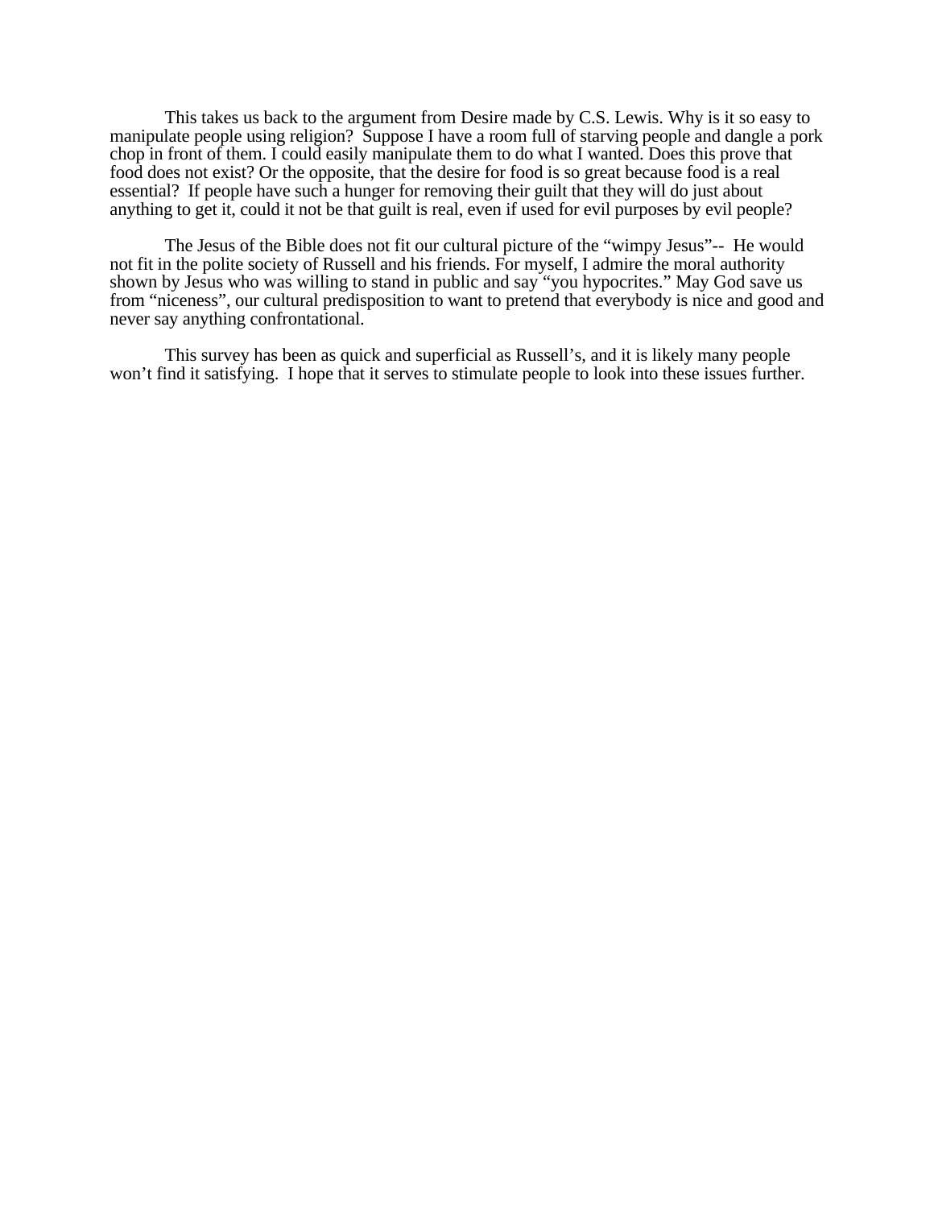This takes us back to the argument from Desire made by C.S. Lewis. Why is it so easy to manipulate people using religion? Suppose I have a room full of starving people and dangle a pork chop in front of them. I could easily manipulate them to do what I wanted. Does this prove that food does not exist? Or the opposite, that the desire for food is so great because food is a real essential? If people have such a hunger for removing their guilt that they will do just about anything to get it, could it not be that guilt is real, even if used for evil purposes by evil people?

The Jesus of the Bible does not fit our cultural picture of the "wimpy Jesus"-- He would not fit in the polite society of Russell and his friends. For myself, I admire the moral authority shown by Jesus who was willing to stand in public and say "you hypocrites." May God save us from "niceness", our cultural predisposition to want to pretend that everybody is nice and good and never say anything confrontational.

This survey has been as quick and superficial as Russell's, and it is likely many people won't find it satisfying. I hope that it serves to stimulate people to look into these issues further.